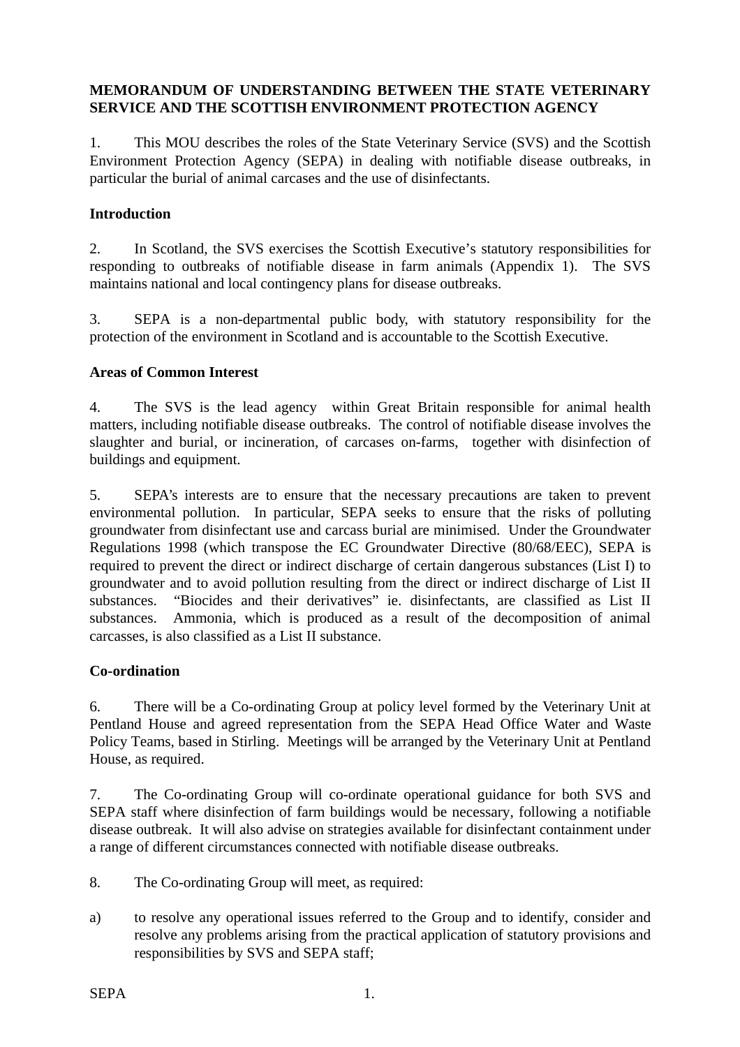**MEMORANDUM OF UNDERSTANDING BETWEEN THE STATE VETERINARY SERVICE AND THE SCOTTISH ENVIRONMENT PROTECTION AGENCY**

1. This MOU describes the roles of the State Veterinary Service (SVS) and the Scottish Environment Protection Agency (SEPA) in dealing with notifiable disease outbreaks, in particular the burial of animal carcases and the use of disinfectants.

**Introduction**

2. In Scotland, the SVS exercises the Scottish Executive's statutory responsibilities for responding to outbreaks of notifiable disease in farm animals (Appendix 1). The SVS maintains national and local contingency plans for disease outbreaks.

3. SEPA is a non-departmental public body, with statutory responsibility for the protection of the environment in Scotland and is accountable to the Scottish Executive.

**Areas of Common Interest**

4. The SVS is the lead agency within Great Britain responsible for animal health matters, including notifiable disease outbreaks. The control of notifiable disease involves the slaughter and burial, or incineration, of carcases on-farms, together with disinfection of buildings and equipment.

5. SEPA's interests are to ensure that the necessary precautions are taken to prevent environmental pollution. In particular, SEPA seeks to ensure that the risks of polluting groundwater from disinfectant use and carcass burial are minimised. Under the Groundwater Regulations 1998 (which transpose the EC Groundwater Directive (80/68/EEC), SEPA is required to prevent the direct or indirect discharge of certain dangerous substances (List I) to groundwater and to avoid pollution resulting from the direct or indirect discharge of List II substances. "Biocides and their derivatives" ie. disinfectants, are classified as List II substances. Ammonia, which is produced as a result of the decomposition of animal carcasses, is also classified as a List II substance.

**Co-ordination**

6. There will be a Co-ordinating Group at policy level formed by the Veterinary Unit at Pentland House and agreed representation from the SEPA Head Office Water and Waste Policy Teams, based in Stirling. Meetings will be arranged by the Veterinary Unit at Pentland House, as required.

7. The Co-ordinating Group will co-ordinate operational guidance for both SVS and SEPA staff where disinfection of farm buildings would be necessary, following a notifiable disease outbreak. It will also advise on strategies available for disinfectant containment under a range of different circumstances connected with notifiable disease outbreaks.

8. The Co-ordinating Group will meet, as required:

a) to resolve any operational issues referred to the Group and to identify, consider and resolve any problems arising from the practical application of statutory provisions and responsibilities by SVS and SEPA staff;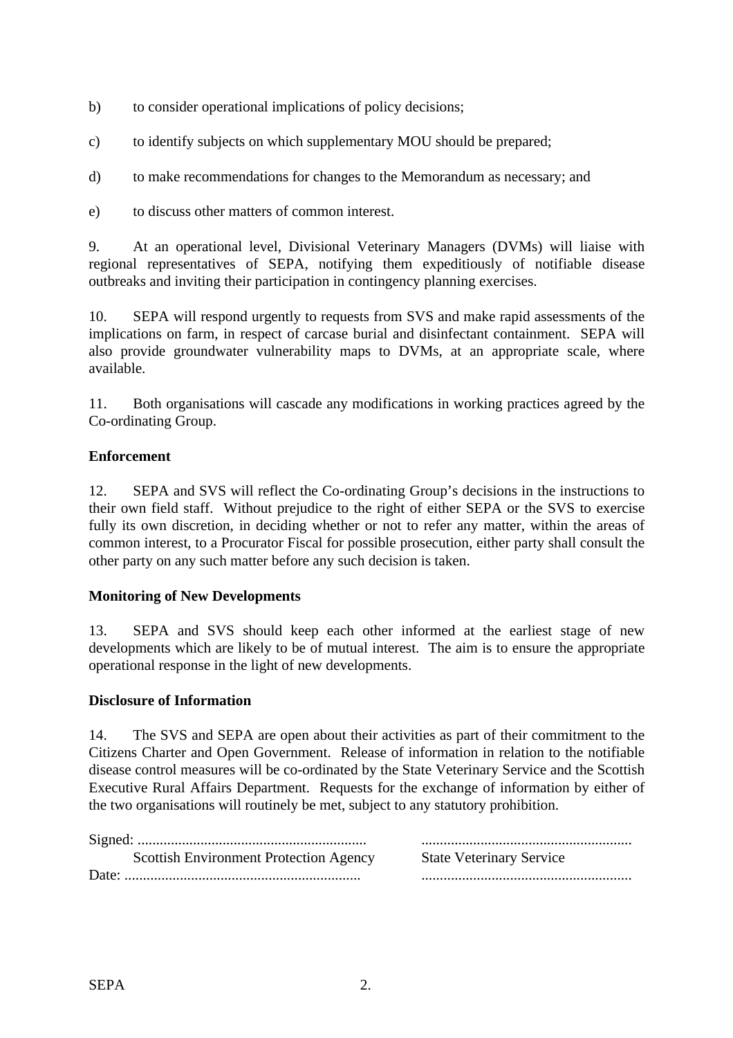b) to consider operational implications of policy decisions;

c) to identify subjects on which supplementary MOU should be prepared;

d) to make recommendations for changes to the Memorandum as necessary; and

e) to discuss other matters of common interest.

9. At an operational level, Divisional Veterinary Managers (DVMs) will liaise with regional representatives of SEPA, notifying them expeditiously of notifiable disease outbreaks and inviting their participation in contingency planning exercises.

10. SEPA will respond urgently to requests from SVS and make rapid assessments of the implications on farm, in respect of carcase burial and disinfectant containment. SEPA will also provide groundwater vulnerability maps to DVMs, at an appropriate scale, where available.

11. Both organisations will cascade any modifications in working practices agreed by the Co-ordinating Group.

**Enforcement**

12. SEPA and SVS will reflect the Co-ordinating Group's decisions in the instructions to their own field staff. Without prejudice to the right of either SEPA or the SVS to exercise fully its own discretion, in deciding whether or not to refer any matter, within the areas of common interest, to a Procurator Fiscal for possible prosecution, either party shall consult the other party on any such matter before any such decision is taken.

**Monitoring of New Developments**

13. SEPA and SVS should keep each other informed at the earliest stage of new developments which are likely to be of mutual interest. The aim is to ensure the appropriate operational response in the light of new developments.

**Disclosure of Information**

14. The SVS and SEPA are open about their activities as part of their commitment to the Citizens Charter and Open Government. Release of information in relation to the notifiable disease control measures will be co-ordinated by the State Veterinary Service and the Scottish Executive Rural Affairs Department. Requests for the exchange of information by either of the two organisations will routinely be met, subject to any statutory prohibition.

| | |
|---|---|
| Signed: .............................................................. | ........................................................ |
| Scottish Environment Protection Agency | State Veterinary Service |
| Date: ................................................................ | ........................................................ |